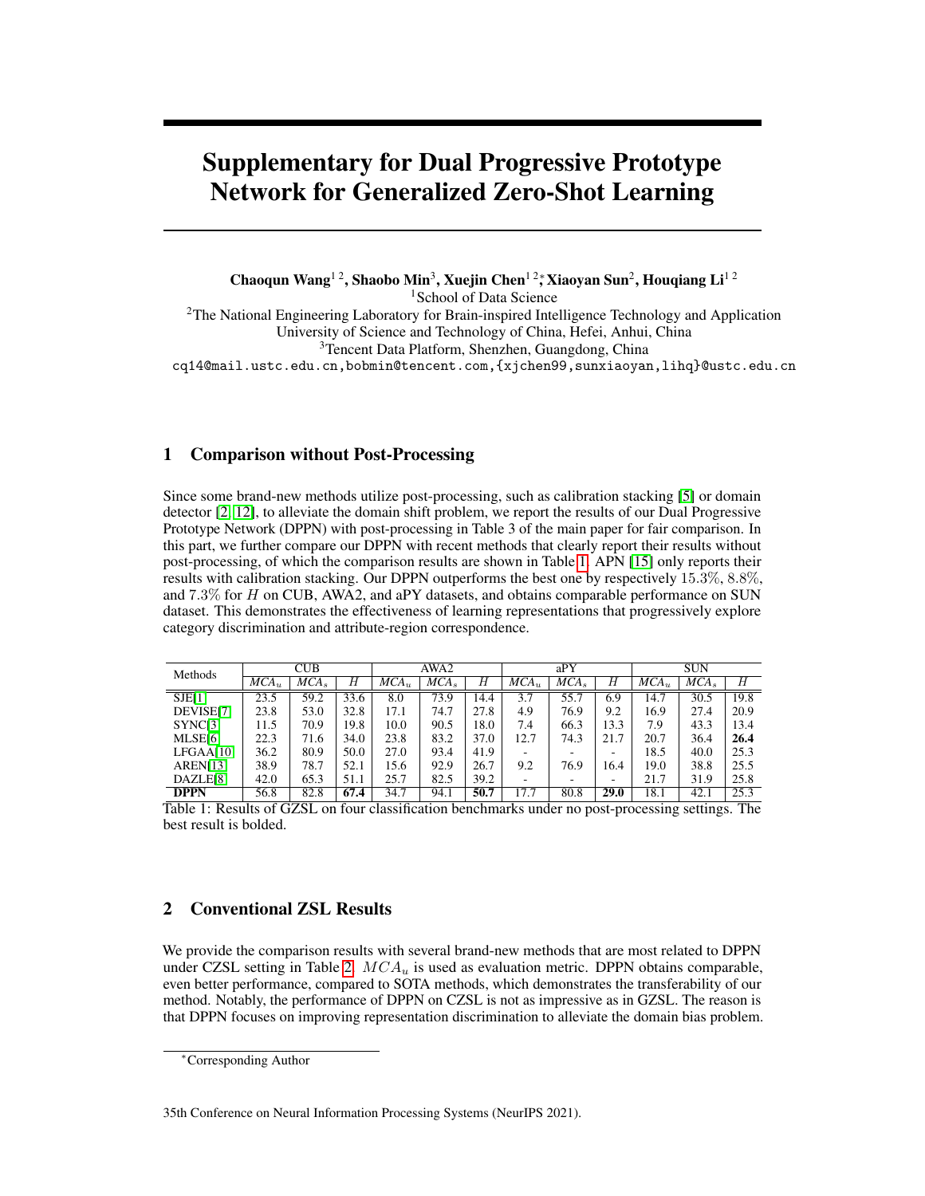# Supplementary for Dual Progressive Prototype Network for Generalized Zero-Shot Learning

**Chaoqun Wang[1,2], Shaobo Min[3], Xuejin Chen[1,2]*, Xiaoyan Sun[2], Houqiang Li[1,2]**

[1]School of Data Science

[2]The National Engineering Laboratory for Brain-inspired Intelligence Technology and Application
University of Science and Technology of China, Hefei, Anhui, China

[3]Tencent Data Platform, Shenzhen, Guangdong, China

cq14@mail.ustc.edu.cn,bobmin@tencent.com,{xjchen99,sunxiaoyan,lihq}@ustc.edu.cn

## 1 Comparison without Post-Processing

Since some brand-new methods utilize post-processing, such as calibration stacking [5] or domain detector [2, 12], to alleviate the domain shift problem, we report the results of our Dual Progressive Prototype Network (DPPN) with post-processing in Table 3 of the main paper for fair comparison. In this part, we further compare our DPPN with recent methods that clearly report their results without post-processing, of which the comparison results are shown in Table 1. APN [15] only reports their results with calibration stacking. Our DPPN outperforms the best one by respectively 15.3%, 8.8%, and 7.3% for $H$ on CUB, AWA2, and aPY datasets, and obtains comparable performance on SUN dataset. This demonstrates the effectiveness of learning representations that progressively explore category discrimination and attribute-region correspondence.

| Methods | CUB | | | AWA2 | | | aPY | | | SUN | | |
|---|---|---|---|---|---|---|---|---|---|---|---|---|
| | $MCA_u$ | $MCA_s$ | $H$ | $MCA_u$ | $MCA_s$ | $H$ | $MCA_u$ | $MCA_s$ | $H$ | $MCA_u$ | $MCA_s$ | $H$ |
| SJE[1] | 23.5 | 59.2 | 33.6 | 8.0 | 73.9 | 14.4 | 3.7 | 55.7 | 6.9 | 14.7 | 30.5 | 19.8 |
| DEVISE[7] | 23.8 | 53.0 | 32.8 | 17.1 | 74.7 | 27.8 | 4.9 | 76.9 | 9.2 | 16.9 | 27.4 | 20.9 |
| SYNC[3] | 11.5 | 70.9 | 19.8 | 10.0 | 90.5 | 18.0 | 7.4 | 66.3 | 13.3 | 7.9 | 43.3 | 13.4 |
| MLSE[6] | 22.3 | 71.6 | 34.0 | 23.8 | 83.2 | 37.0 | 12.7 | 74.3 | 21.7 | 20.7 | 36.4 | **26.4** |
| LFGAA[10] | 36.2 | 80.9 | 50.0 | 27.0 | 93.4 | 41.9 | - | - | - | 18.5 | 40.0 | 25.3 |
| AREN[13] | 38.9 | 78.7 | 52.1 | 15.6 | 92.9 | 26.7 | 9.2 | 76.9 | 16.4 | 19.0 | 38.8 | 25.5 |
| DAZLE[8] | 42.0 | 65.3 | 51.1 | 25.7 | 82.5 | 39.2 | - | - | - | 21.7 | 31.9 | 25.8 |
| **DPPN** | 56.8 | 82.8 | **67.4** | 34.7 | 94.1 | **50.7** | 17.7 | 80.8 | **29.0** | 18.1 | 42.1 | 25.3 |

Table 1: Results of GZSL on four classification benchmarks under no post-processing settings. The best result is bolded.

## 2 Conventional ZSL Results

We provide the comparison results with several brand-new methods that are most related to DPPN under CZSL setting in Table 2. $MCA_u$ is used as evaluation metric. DPPN obtains comparable, even better performance, compared to SOTA methods, which demonstrates the transferability of our method. Notably, the performance of DPPN on CZSL is not as impressive as in GZSL. The reason is that DPPN focuses on improving representation discrimination to alleviate the domain bias problem.

*Corresponding Author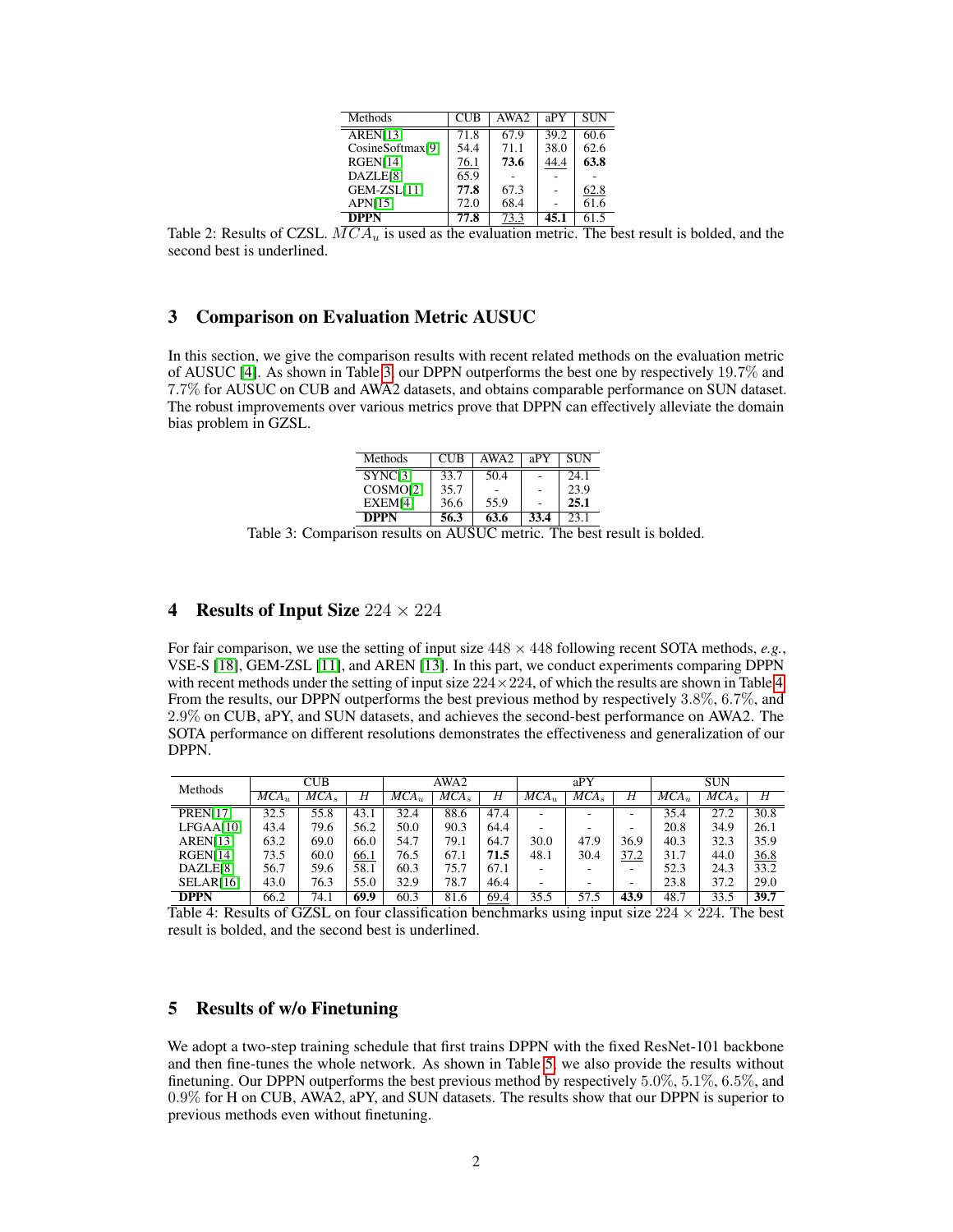| Methods | CUB | AWA2 | aPY | SUN |
|---|---|---|---|---|
| AREN[13] | 71.8 | 67.9 | 39.2 | 60.6 |
| CosineSoftmax[9] | 54.4 | 71.1 | 38.0 | 62.6 |
| RGEN[14] | 76.1 | **73.6** | 44.4 | **63.8** |
| DAZLE[8] | 65.9 | - | - | - |
| GEM-ZSL[11] | **77.8** | 67.3 | - | 62.8 |
| APN[15] | 72.0 | 68.4 | - | 61.6 |
| **DPPN** | **77.8** | 73.3 | **45.1** | 61.5 |

Table 2: Results of CZSL. $MCA_u$ is used as the evaluation metric. The best result is bolded, and the second best is underlined.

## 3 Comparison on Evaluation Metric AUSUC

In this section, we give the comparison results with recent related methods on the evaluation metric of AUSUC [4]. As shown in Table 3, our DPPN outperforms the best one by respectively 19.7% and 7.7% for AUSUC on CUB and AWA2 datasets, and obtains comparable performance on SUN dataset. The robust improvements over various metrics prove that DPPN can effectively alleviate the domain bias problem in GZSL.

| Methods | CUB | AWA2 | aPY | SUN |
|---|---|---|---|---|
| SYNC[3] | 33.7 | 50.4 | - | 24.1 |
| COSMO[2] | 35.7 | - | - | 23.9 |
| EXEM[4] | 36.6 | 55.9 | - | **25.1** |
| **DPPN** | **56.3** | **63.6** | **33.4** | 23.1 |

Table 3: Comparison results on AUSUC metric. The best result is bolded.

## 4 Results of Input Size $224 \times 224$

For fair comparison, we use the setting of input size $448 \times 448$ following recent SOTA methods, *e.g.*, VSE-S [18], GEM-ZSL [11], and AREN [13]. In this part, we conduct experiments comparing DPPN with recent methods under the setting of input size $224 \times 224$, of which the results are shown in Table 4. From the results, our DPPN outperforms the best previous method by respectively 3.8%, 6.7%, and 2.9% on CUB, aPY, and SUN datasets, and achieves the second-best performance on AWA2. The SOTA performance on different resolutions demonstrates the effectiveness and generalization of our DPPN.

| Methods | CUB | | | AWA2 | | | aPY | | | SUN | | |
|---|---|---|---|---|---|---|---|---|---|---|---|---|
| | $MCA_u$ | $MCA_s$ | $H$ | $MCA_u$ | $MCA_s$ | $H$ | $MCA_u$ | $MCA_s$ | $H$ | $MCA_u$ | $MCA_s$ | $H$ |
| PREN[17] | 32.5 | 55.8 | 43.1 | 32.4 | 88.6 | 47.4 | - | - | - | 35.4 | 27.2 | 30.8 |
| LFGAA[10] | 43.4 | 79.6 | 56.2 | 50.0 | 90.3 | 64.4 | - | - | - | 20.8 | 34.9 | 26.1 |
| AREN[13] | 63.2 | 69.0 | 66.0 | 54.7 | 79.1 | 64.7 | 30.0 | 47.9 | 36.9 | 40.3 | 32.3 | 35.9 |
| RGEN[14] | 73.5 | 60.0 | 66.1 | 76.5 | 67.1 | **71.5** | 48.1 | 30.4 | 37.2 | 31.7 | 44.0 | 36.8 |
| DAZLE[8] | 56.7 | 59.6 | 58.1 | 60.3 | 75.7 | 67.1 | - | - | - | 52.3 | 24.3 | 33.2 |
| SELAR[16] | 43.0 | 76.3 | 55.0 | 32.9 | 78.7 | 46.4 | - | - | - | 23.8 | 37.2 | 29.0 |
| **DPPN** | 66.2 | 74.1 | **69.9** | 60.3 | 81.6 | 69.4 | 35.5 | 57.5 | **43.9** | 48.7 | 33.5 | **39.7** |

Table 4: Results of GZSL on four classification benchmarks using input size $224 \times 224$. The best result is bolded, and the second best is underlined.

## 5 Results of w/o Finetuning

We adopt a two-step training schedule that first trains DPPN with the fixed ResNet-101 backbone and then fine-tunes the whole network. As shown in Table 5, we also provide the results without finetuning. Our DPPN outperforms the best previous method by respectively 5.0%, 5.1%, 6.5%, and 0.9% for H on CUB, AWA2, aPY, and SUN datasets. The results show that our DPPN is superior to previous methods even without finetuning.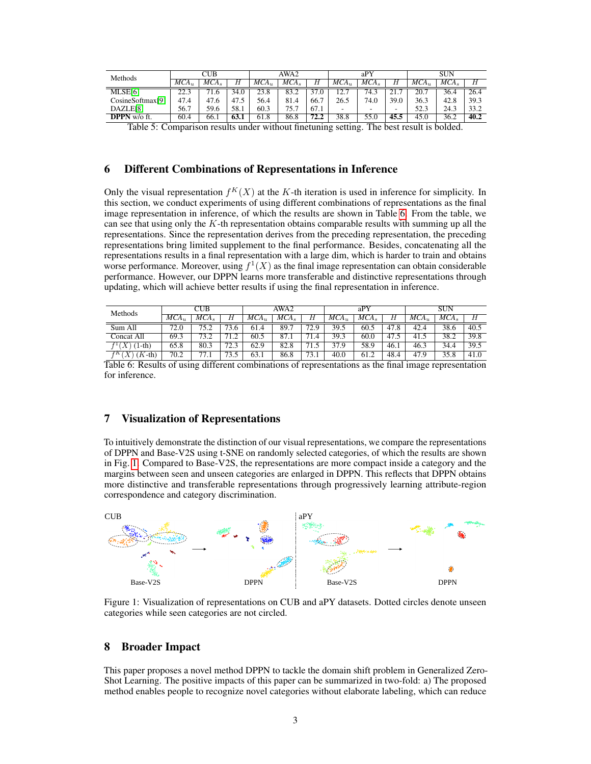| Methods | CUB | | | AWA2 | | | aPY | | | SUN | | |
|---|---|---|---|---|---|---|---|---|---|---|---|---|
| | $MCA_u$ | $MCA_s$ | $H$ | $MCA_u$ | $MCA_s$ | $H$ | $MCA_u$ | $MCA_s$ | $H$ | $MCA_u$ | $MCA_s$ | $H$ |
| MLSE[6] | 22.3 | 71.6 | 34.0 | 23.8 | 83.2 | 37.0 | 12.7 | 74.3 | 21.7 | 20.7 | 36.4 | 26.4 |
| CosineSoftmax[9] | 47.4 | 47.6 | 47.5 | 56.4 | 81.4 | 66.7 | 26.5 | 74.0 | 39.0 | 36.3 | 42.8 | 39.3 |
| DAZLE[8] | 56.7 | 59.6 | 58.1 | 60.3 | 75.7 | 67.1 | - | - | - | 52.3 | 24.3 | 33.2 |
| **DPPN** w/o ft. | 60.4 | 66.1 | **63.1** | 61.8 | 86.8 | **72.2** | 38.8 | 55.0 | **45.5** | 45.0 | 36.2 | **40.2** |

Table 5: Comparison results under without finetuning setting. The best result is bolded.

## 6 Different Combinations of Representations in Inference

Only the visual representation $f^K(X)$ at the $K$-th iteration is used in inference for simplicity. In this section, we conduct experiments of using different combinations of representations as the final image representation in inference, of which the results are shown in Table 6. From the table, we can see that using only the $K$-th representation obtains comparable results with summing up all the representations. Since the representation derives from the preceding representation, the preceding representations bring limited supplement to the final performance. Besides, concatenating all the representations results in a final representation with a large dim, which is harder to train and obtains worse performance. Moreover, using $f^1(X)$ as the final image representation can obtain considerable performance. However, our DPPN learns more transferable and distinctive representations through updating, which will achieve better results if using the final representation in inference.

| Methods | CUB | | | AWA2 | | | aPY | | | SUN | | |
|---|---|---|---|---|---|---|---|---|---|---|---|---|
| | $MCA_u$ | $MCA_s$ | $H$ | $MCA_u$ | $MCA_s$ | $H$ | $MCA_u$ | $MCA_s$ | $H$ | $MCA_u$ | $MCA_s$ | $H$ |
| Sum All | 72.0 | 75.2 | 73.6 | 61.4 | 89.7 | 72.9 | 39.5 | 60.5 | 47.8 | 42.4 | 38.6 | 40.5 |
| Concat All | 69.3 | 73.2 | 71.2 | 60.5 | 87.1 | 71.4 | 39.3 | 60.0 | 47.5 | 41.5 | 38.2 | 39.8 |
| $f^1(X)$ (1-th) | 65.8 | 80.3 | 72.3 | 62.9 | 82.8 | 71.5 | 37.9 | 58.9 | 46.1 | 46.3 | 34.4 | 39.5 |
| $f^K(X)$ ($K$-th) | 70.2 | 77.1 | 73.5 | 63.1 | 86.8 | 73.1 | 40.0 | 61.2 | 48.4 | 47.9 | 35.8 | 41.0 |

Table 6: Results of using different combinations of representations as the final image representation for inference.

## 7 Visualization of Representations

To intuitively demonstrate the distinction of our visual representations, we compare the representations of DPPN and Base-V2S using t-SNE on randomly selected categories, of which the results are shown in Fig. 1. Compared to Base-V2S, the representations are more compact inside a category and the margins between seen and unseen categories are enlarged in DPPN. This reflects that DPPN obtains more distinctive and transferable representations through progressively learning attribute-region correspondence and category discrimination.

Figure 1: Visualization of representations on CUB and aPY datasets. Dotted circles denote unseen categories while seen categories are not circled.

## 8 Broader Impact

This paper proposes a novel method DPPN to tackle the domain shift problem in Generalized Zero-Shot Learning. The positive impacts of this paper can be summarized in two-fold: a) The proposed method enables people to recognize novel categories without elaborate labeling, which can reduce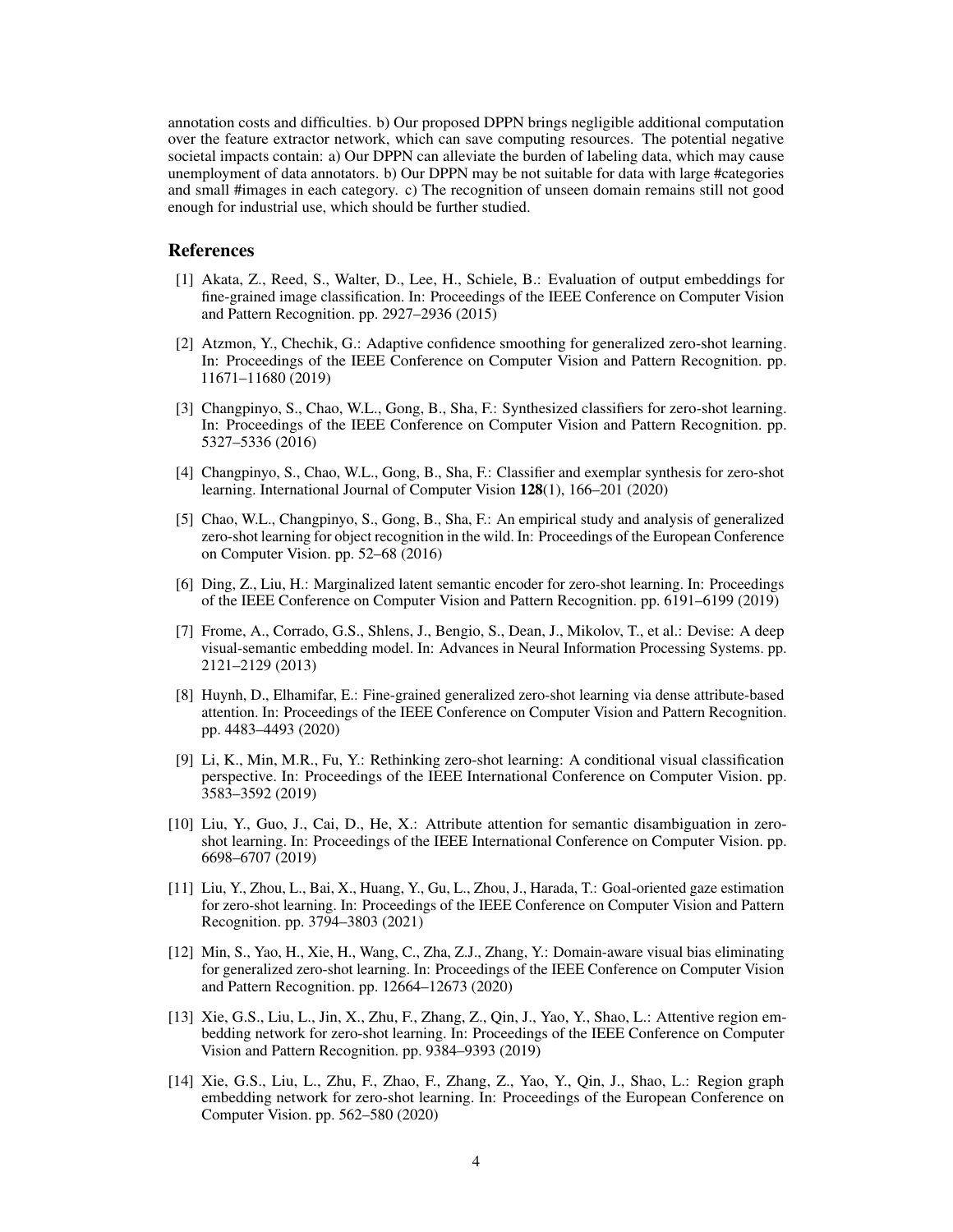annotation costs and difficulties. b) Our proposed DPPN brings negligible additional computation over the feature extractor network, which can save computing resources. The potential negative societal impacts contain: a) Our DPPN can alleviate the burden of labeling data, which may cause unemployment of data annotators. b) Our DPPN may be not suitable for data with large #categories and small #images in each category. c) The recognition of unseen domain remains still not good enough for industrial use, which should be further studied.

## References

[1] Akata, Z., Reed, S., Walter, D., Lee, H., Schiele, B.: Evaluation of output embeddings for fine-grained image classification. In: Proceedings of the IEEE Conference on Computer Vision and Pattern Recognition. pp. 2927–2936 (2015)

[2] Atzmon, Y., Chechik, G.: Adaptive confidence smoothing for generalized zero-shot learning. In: Proceedings of the IEEE Conference on Computer Vision and Pattern Recognition. pp. 11671–11680 (2019)

[3] Changpinyo, S., Chao, W.L., Gong, B., Sha, F.: Synthesized classifiers for zero-shot learning. In: Proceedings of the IEEE Conference on Computer Vision and Pattern Recognition. pp. 5327–5336 (2016)

[4] Changpinyo, S., Chao, W.L., Gong, B., Sha, F.: Classifier and exemplar synthesis for zero-shot learning. International Journal of Computer Vision **128**(1), 166–201 (2020)

[5] Chao, W.L., Changpinyo, S., Gong, B., Sha, F.: An empirical study and analysis of generalized zero-shot learning for object recognition in the wild. In: Proceedings of the European Conference on Computer Vision. pp. 52–68 (2016)

[6] Ding, Z., Liu, H.: Marginalized latent semantic encoder for zero-shot learning. In: Proceedings of the IEEE Conference on Computer Vision and Pattern Recognition. pp. 6191–6199 (2019)

[7] Frome, A., Corrado, G.S., Shlens, J., Bengio, S., Dean, J., Mikolov, T., et al.: Devise: A deep visual-semantic embedding model. In: Advances in Neural Information Processing Systems. pp. 2121–2129 (2013)

[8] Huynh, D., Elhamifar, E.: Fine-grained generalized zero-shot learning via dense attribute-based attention. In: Proceedings of the IEEE Conference on Computer Vision and Pattern Recognition. pp. 4483–4493 (2020)

[9] Li, K., Min, M.R., Fu, Y.: Rethinking zero-shot learning: A conditional visual classification perspective. In: Proceedings of the IEEE International Conference on Computer Vision. pp. 3583–3592 (2019)

[10] Liu, Y., Guo, J., Cai, D., He, X.: Attribute attention for semantic disambiguation in zero-shot learning. In: Proceedings of the IEEE International Conference on Computer Vision. pp. 6698–6707 (2019)

[11] Liu, Y., Zhou, L., Bai, X., Huang, Y., Gu, L., Zhou, J., Harada, T.: Goal-oriented gaze estimation for zero-shot learning. In: Proceedings of the IEEE Conference on Computer Vision and Pattern Recognition. pp. 3794–3803 (2021)

[12] Min, S., Yao, H., Xie, H., Wang, C., Zha, Z.J., Zhang, Y.: Domain-aware visual bias eliminating for generalized zero-shot learning. In: Proceedings of the IEEE Conference on Computer Vision and Pattern Recognition. pp. 12664–12673 (2020)

[13] Xie, G.S., Liu, L., Jin, X., Zhu, F., Zhang, Z., Qin, J., Yao, Y., Shao, L.: Attentive region embedding network for zero-shot learning. In: Proceedings of the IEEE Conference on Computer Vision and Pattern Recognition. pp. 9384–9393 (2019)

[14] Xie, G.S., Liu, L., Zhu, F., Zhao, F., Zhang, Z., Yao, Y., Qin, J., Shao, L.: Region graph embedding network for zero-shot learning. In: Proceedings of the European Conference on Computer Vision. pp. 562–580 (2020)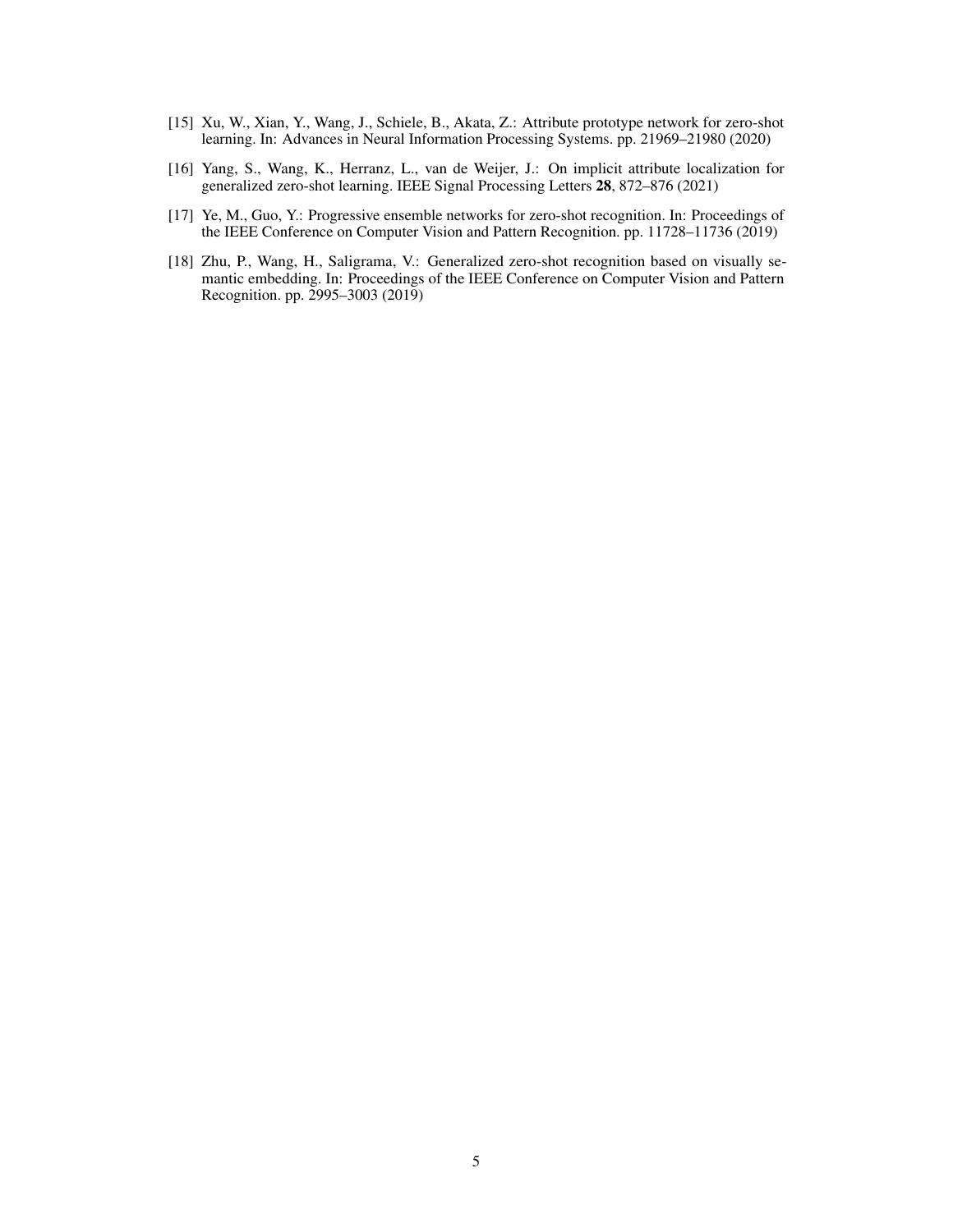[15] Xu, W., Xian, Y., Wang, J., Schiele, B., Akata, Z.: Attribute prototype network for zero-shot learning. In: Advances in Neural Information Processing Systems. pp. 21969–21980 (2020)

[16] Yang, S., Wang, K., Herranz, L., van de Weijer, J.: On implicit attribute localization for generalized zero-shot learning. IEEE Signal Processing Letters **28**, 872–876 (2021)

[17] Ye, M., Guo, Y.: Progressive ensemble networks for zero-shot recognition. In: Proceedings of the IEEE Conference on Computer Vision and Pattern Recognition. pp. 11728–11736 (2019)

[18] Zhu, P., Wang, H., Saligrama, V.: Generalized zero-shot recognition based on visually semantic embedding. In: Proceedings of the IEEE Conference on Computer Vision and Pattern Recognition. pp. 2995–3003 (2019)